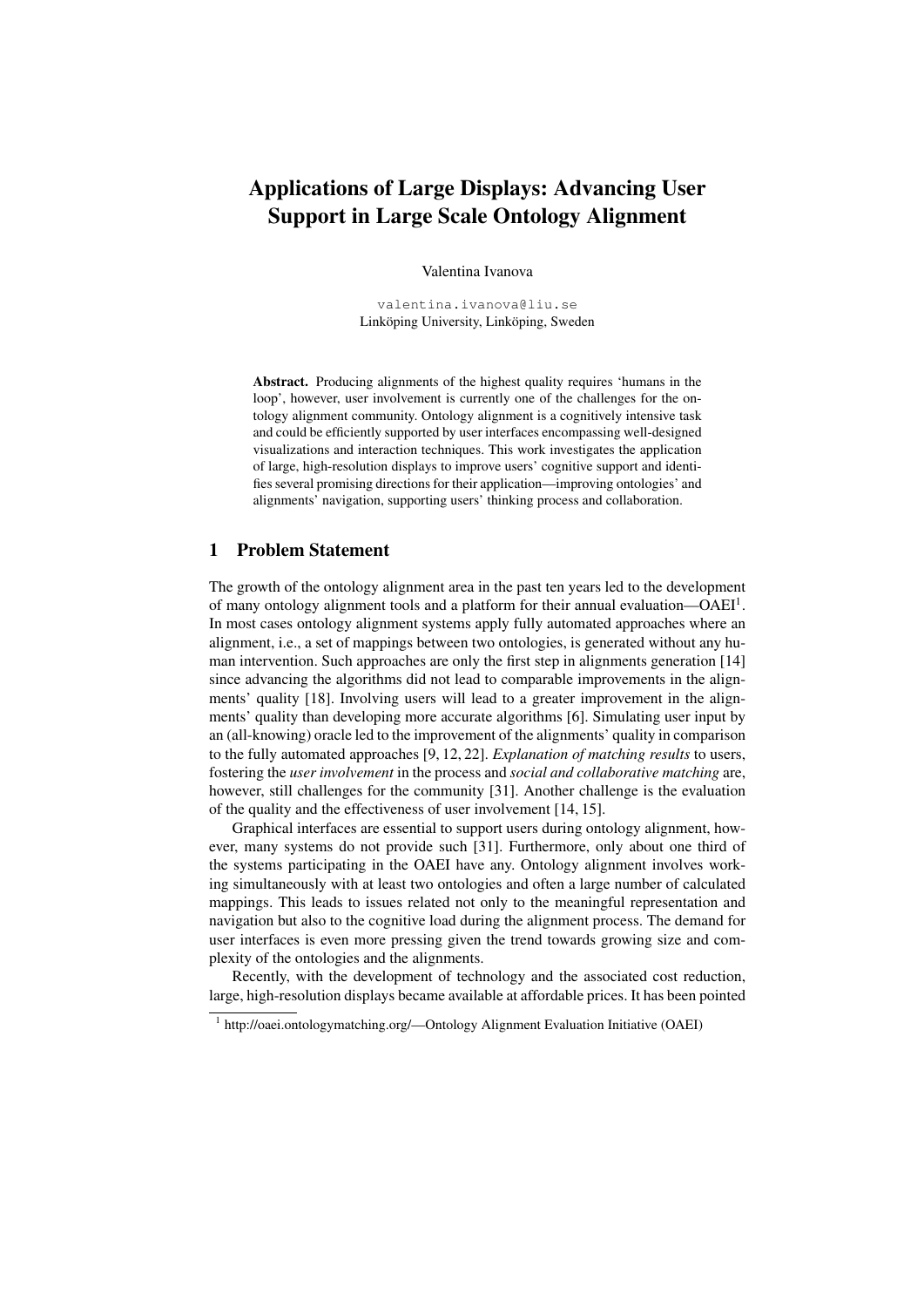# Applications of Large Displays: Advancing User Support in Large Scale Ontology Alignment

Valentina Ivanova

valentina.ivanova@liu.se
Linköping University, Linköping, Sweden

**Abstract.** Producing alignments of the highest quality requires 'humans in the loop', however, user involvement is currently one of the challenges for the ontology alignment community. Ontology alignment is a cognitively intensive task and could be efficiently supported by user interfaces encompassing well-designed visualizations and interaction techniques. This work investigates the application of large, high-resolution displays to improve users' cognitive support and identifies several promising directions for their application—improving ontologies' and alignments' navigation, supporting users' thinking process and collaboration.

## 1 Problem Statement

The growth of the ontology alignment area in the past ten years led to the development of many ontology alignment tools and a platform for their annual evaluation—OAEI[1]. In most cases ontology alignment systems apply fully automated approaches where an alignment, i.e., a set of mappings between two ontologies, is generated without any human intervention. Such approaches are only the first step in alignments generation [14] since advancing the algorithms did not lead to comparable improvements in the alignments' quality [18]. Involving users will lead to a greater improvement in the alignments' quality than developing more accurate algorithms [6]. Simulating user input by an (all-knowing) oracle led to the improvement of the alignments' quality in comparison to the fully automated approaches [9, 12, 22]. *Explanation of matching results* to users, fostering the *user involvement* in the process and *social and collaborative matching* are, however, still challenges for the community [31]. Another challenge is the evaluation of the quality and the effectiveness of user involvement [14, 15].

Graphical interfaces are essential to support users during ontology alignment, however, many systems do not provide such [31]. Furthermore, only about one third of the systems participating in the OAEI have any. Ontology alignment involves working simultaneously with at least two ontologies and often a large number of calculated mappings. This leads to issues related not only to the meaningful representation and navigation but also to the cognitive load during the alignment process. The demand for user interfaces is even more pressing given the trend towards growing size and complexity of the ontologies and the alignments.

Recently, with the development of technology and the associated cost reduction, large, high-resolution displays became available at affordable prices. It has been pointed

[1] http://oaei.ontologymatching.org/—Ontology Alignment Evaluation Initiative (OAEI)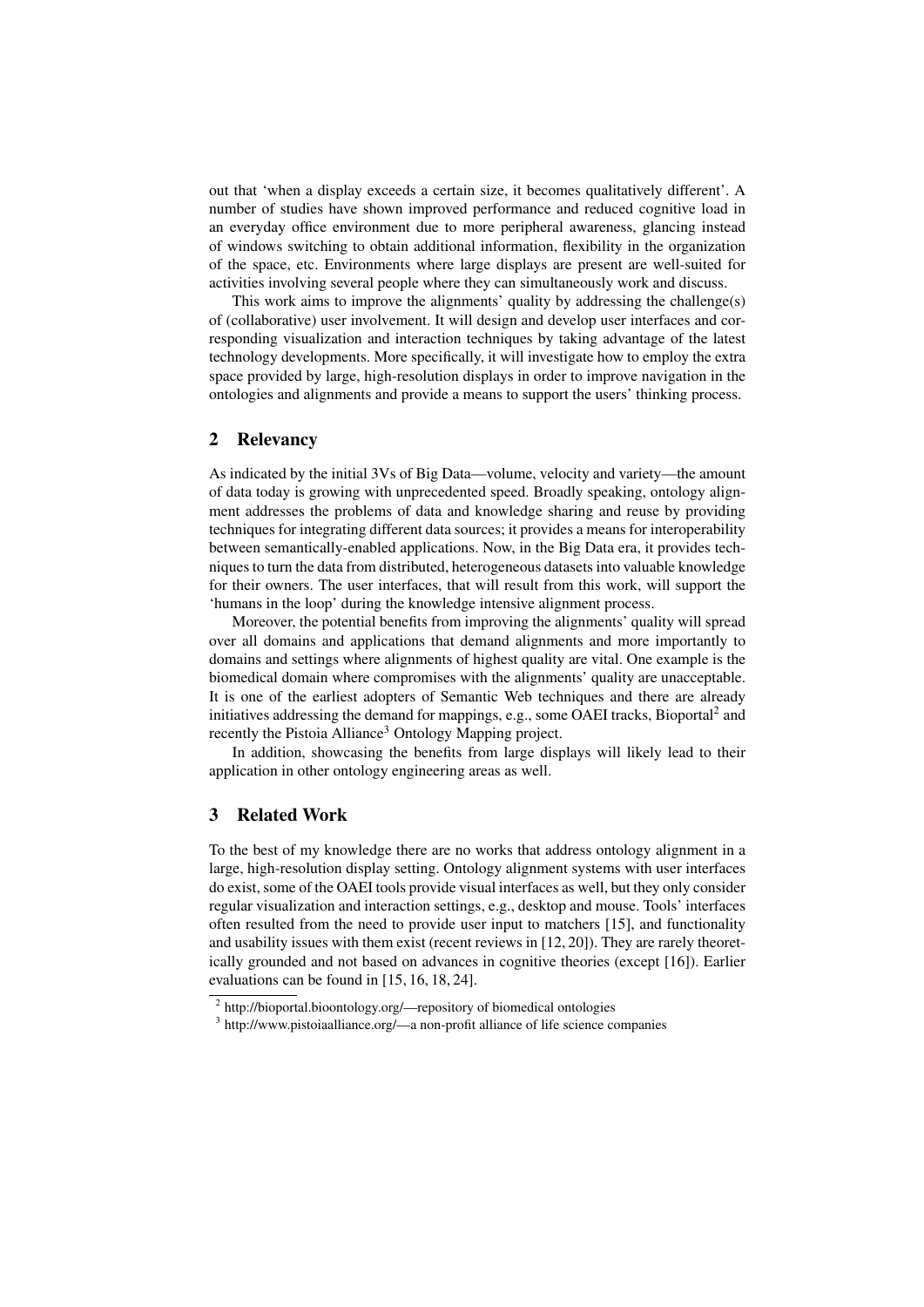out that 'when a display exceeds a certain size, it becomes qualitatively different'. A number of studies have shown improved performance and reduced cognitive load in an everyday office environment due to more peripheral awareness, glancing instead of windows switching to obtain additional information, flexibility in the organization of the space, etc. Environments where large displays are present are well-suited for activities involving several people where they can simultaneously work and discuss.

This work aims to improve the alignments' quality by addressing the challenge(s) of (collaborative) user involvement. It will design and develop user interfaces and corresponding visualization and interaction techniques by taking advantage of the latest technology developments. More specifically, it will investigate how to employ the extra space provided by large, high-resolution displays in order to improve navigation in the ontologies and alignments and provide a means to support the users' thinking process.

## 2 Relevancy

As indicated by the initial 3Vs of Big Data—volume, velocity and variety—the amount of data today is growing with unprecedented speed. Broadly speaking, ontology alignment addresses the problems of data and knowledge sharing and reuse by providing techniques for integrating different data sources; it provides a means for interoperability between semantically-enabled applications. Now, in the Big Data era, it provides techniques to turn the data from distributed, heterogeneous datasets into valuable knowledge for their owners. The user interfaces, that will result from this work, will support the 'humans in the loop' during the knowledge intensive alignment process.

Moreover, the potential benefits from improving the alignments' quality will spread over all domains and applications that demand alignments and more importantly to domains and settings where alignments of highest quality are vital. One example is the biomedical domain where compromises with the alignments' quality are unacceptable. It is one of the earliest adopters of Semantic Web techniques and there are already initiatives addressing the demand for mappings, e.g., some OAEI tracks, Bioportal[2] and recently the Pistoia Alliance[3] Ontology Mapping project.

In addition, showcasing the benefits from large displays will likely lead to their application in other ontology engineering areas as well.

## 3 Related Work

To the best of my knowledge there are no works that address ontology alignment in a large, high-resolution display setting. Ontology alignment systems with user interfaces do exist, some of the OAEI tools provide visual interfaces as well, but they only consider regular visualization and interaction settings, e.g., desktop and mouse. Tools' interfaces often resulted from the need to provide user input to matchers [15], and functionality and usability issues with them exist (recent reviews in [12, 20]). They are rarely theoretically grounded and not based on advances in cognitive theories (except [16]). Earlier evaluations can be found in [15, 16, 18, 24].

[2] http://bioportal.bioontology.org/—repository of biomedical ontologies

[3] http://www.pistoiaalliance.org/—a non-profit alliance of life science companies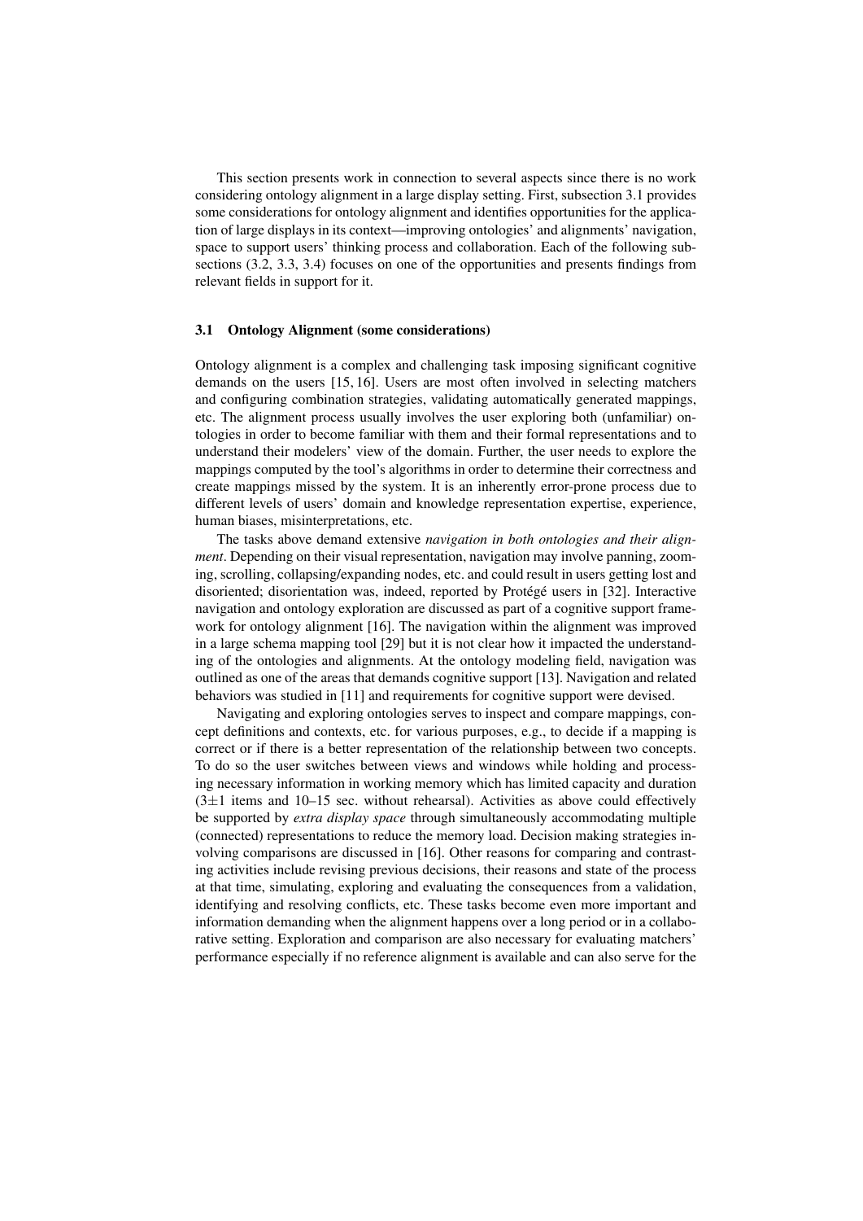This section presents work in connection to several aspects since there is no work considering ontology alignment in a large display setting. First, subsection 3.1 provides some considerations for ontology alignment and identifies opportunities for the application of large displays in its context—improving ontologies' and alignments' navigation, space to support users' thinking process and collaboration. Each of the following subsections (3.2, 3.3, 3.4) focuses on one of the opportunities and presents findings from relevant fields in support for it.

### 3.1 Ontology Alignment (some considerations)

Ontology alignment is a complex and challenging task imposing significant cognitive demands on the users [15, 16]. Users are most often involved in selecting matchers and configuring combination strategies, validating automatically generated mappings, etc. The alignment process usually involves the user exploring both (unfamiliar) ontologies in order to become familiar with them and their formal representations and to understand their modelers' view of the domain. Further, the user needs to explore the mappings computed by the tool's algorithms in order to determine their correctness and create mappings missed by the system. It is an inherently error-prone process due to different levels of users' domain and knowledge representation expertise, experience, human biases, misinterpretations, etc.

The tasks above demand extensive *navigation in both ontologies and their alignment*. Depending on their visual representation, navigation may involve panning, zooming, scrolling, collapsing/expanding nodes, etc. and could result in users getting lost and disoriented; disorientation was, indeed, reported by Protégé users in [32]. Interactive navigation and ontology exploration are discussed as part of a cognitive support framework for ontology alignment [16]. The navigation within the alignment was improved in a large schema mapping tool [29] but it is not clear how it impacted the understanding of the ontologies and alignments. At the ontology modeling field, navigation was outlined as one of the areas that demands cognitive support [13]. Navigation and related behaviors was studied in [11] and requirements for cognitive support were devised.

Navigating and exploring ontologies serves to inspect and compare mappings, concept definitions and contexts, etc. for various purposes, e.g., to decide if a mapping is correct or if there is a better representation of the relationship between two concepts. To do so the user switches between views and windows while holding and processing necessary information in working memory which has limited capacity and duration ($3\pm1$ items and 10–15 sec. without rehearsal). Activities as above could effectively be supported by *extra display space* through simultaneously accommodating multiple (connected) representations to reduce the memory load. Decision making strategies involving comparisons are discussed in [16]. Other reasons for comparing and contrasting activities include revising previous decisions, their reasons and state of the process at that time, simulating, exploring and evaluating the consequences from a validation, identifying and resolving conflicts, etc. These tasks become even more important and information demanding when the alignment happens over a long period or in a collaborative setting. Exploration and comparison are also necessary for evaluating matchers' performance especially if no reference alignment is available and can also serve for the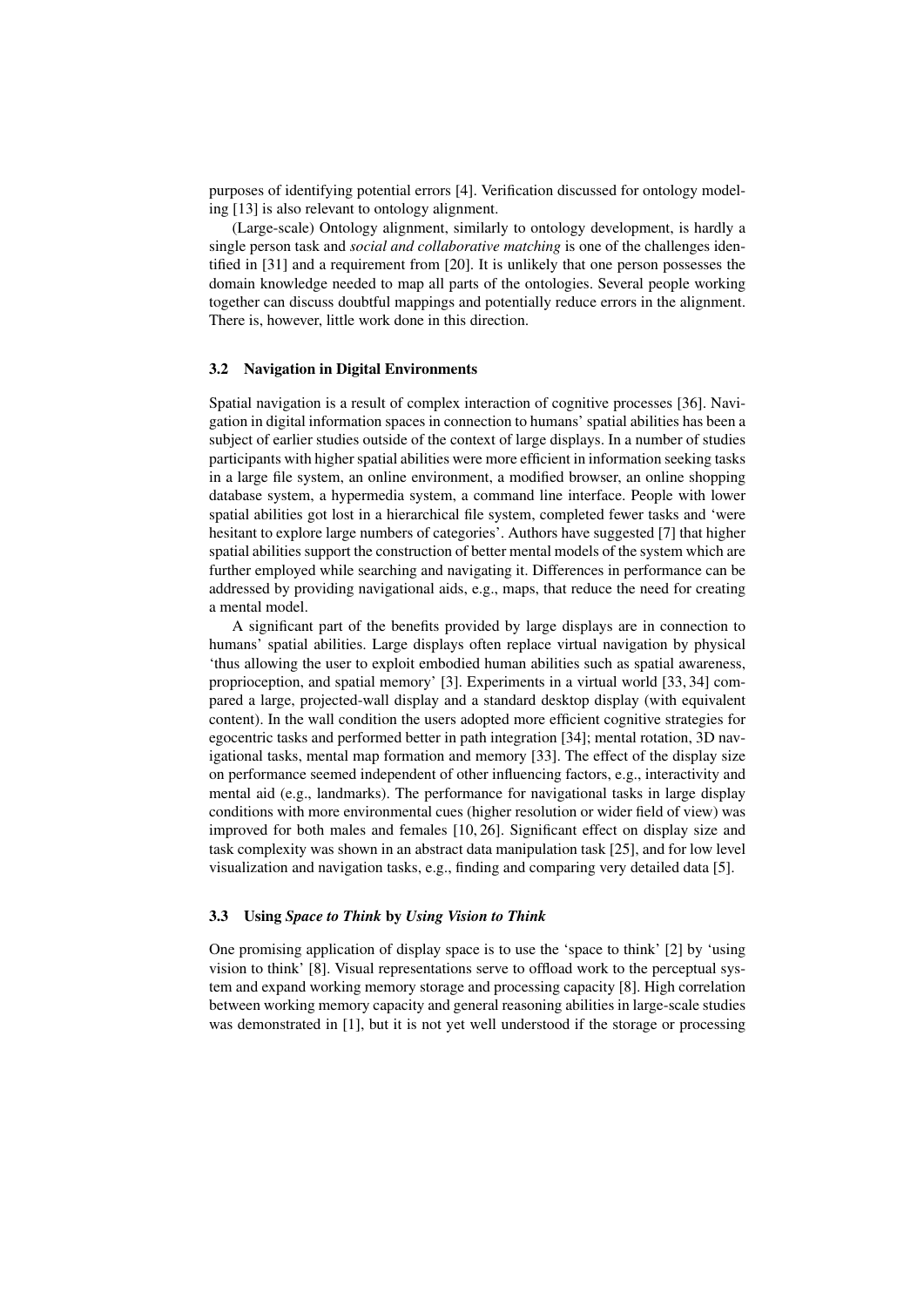purposes of identifying potential errors [4]. Verification discussed for ontology modeling [13] is also relevant to ontology alignment.

(Large-scale) Ontology alignment, similarly to ontology development, is hardly a single person task and *social and collaborative matching* is one of the challenges identified in [31] and a requirement from [20]. It is unlikely that one person possesses the domain knowledge needed to map all parts of the ontologies. Several people working together can discuss doubtful mappings and potentially reduce errors in the alignment. There is, however, little work done in this direction.

### 3.2 Navigation in Digital Environments

Spatial navigation is a result of complex interaction of cognitive processes [36]. Navigation in digital information spaces in connection to humans' spatial abilities has been a subject of earlier studies outside of the context of large displays. In a number of studies participants with higher spatial abilities were more efficient in information seeking tasks in a large file system, an online environment, a modified browser, an online shopping database system, a hypermedia system, a command line interface. People with lower spatial abilities got lost in a hierarchical file system, completed fewer tasks and 'were hesitant to explore large numbers of categories'. Authors have suggested [7] that higher spatial abilities support the construction of better mental models of the system which are further employed while searching and navigating it. Differences in performance can be addressed by providing navigational aids, e.g., maps, that reduce the need for creating a mental model.

A significant part of the benefits provided by large displays are in connection to humans' spatial abilities. Large displays often replace virtual navigation by physical 'thus allowing the user to exploit embodied human abilities such as spatial awareness, proprioception, and spatial memory' [3]. Experiments in a virtual world [33, 34] compared a large, projected-wall display and a standard desktop display (with equivalent content). In the wall condition the users adopted more efficient cognitive strategies for egocentric tasks and performed better in path integration [34]; mental rotation, 3D navigational tasks, mental map formation and memory [33]. The effect of the display size on performance seemed independent of other influencing factors, e.g., interactivity and mental aid (e.g., landmarks). The performance for navigational tasks in large display conditions with more environmental cues (higher resolution or wider field of view) was improved for both males and females [10, 26]. Significant effect on display size and task complexity was shown in an abstract data manipulation task [25], and for low level visualization and navigation tasks, e.g., finding and comparing very detailed data [5].

### 3.3 Using *Space to Think* by *Using Vision to Think*

One promising application of display space is to use the 'space to think' [2] by 'using vision to think' [8]. Visual representations serve to offload work to the perceptual system and expand working memory storage and processing capacity [8]. High correlation between working memory capacity and general reasoning abilities in large-scale studies was demonstrated in [1], but it is not yet well understood if the storage or processing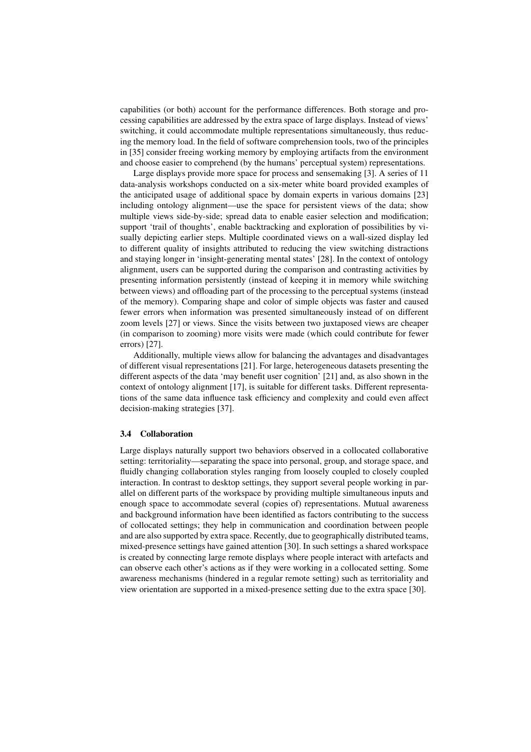capabilities (or both) account for the performance differences. Both storage and processing capabilities are addressed by the extra space of large displays. Instead of views' switching, it could accommodate multiple representations simultaneously, thus reducing the memory load. In the field of software comprehension tools, two of the principles in [35] consider freeing working memory by employing artifacts from the environment and choose easier to comprehend (by the humans' perceptual system) representations.

Large displays provide more space for process and sensemaking [3]. A series of 11 data-analysis workshops conducted on a six-meter white board provided examples of the anticipated usage of additional space by domain experts in various domains [23] including ontology alignment—use the space for persistent views of the data; show multiple views side-by-side; spread data to enable easier selection and modification; support 'trail of thoughts', enable backtracking and exploration of possibilities by visually depicting earlier steps. Multiple coordinated views on a wall-sized display led to different quality of insights attributed to reducing the view switching distractions and staying longer in 'insight-generating mental states' [28]. In the context of ontology alignment, users can be supported during the comparison and contrasting activities by presenting information persistently (instead of keeping it in memory while switching between views) and offloading part of the processing to the perceptual systems (instead of the memory). Comparing shape and color of simple objects was faster and caused fewer errors when information was presented simultaneously instead of on different zoom levels [27] or views. Since the visits between two juxtaposed views are cheaper (in comparison to zooming) more visits were made (which could contribute for fewer errors) [27].

Additionally, multiple views allow for balancing the advantages and disadvantages of different visual representations [21]. For large, heterogeneous datasets presenting the different aspects of the data 'may benefit user cognition' [21] and, as also shown in the context of ontology alignment [17], is suitable for different tasks. Different representations of the same data influence task efficiency and complexity and could even affect decision-making strategies [37].

### 3.4 Collaboration

Large displays naturally support two behaviors observed in a collocated collaborative setting: territoriality—separating the space into personal, group, and storage space, and fluidly changing collaboration styles ranging from loosely coupled to closely coupled interaction. In contrast to desktop settings, they support several people working in parallel on different parts of the workspace by providing multiple simultaneous inputs and enough space to accommodate several (copies of) representations. Mutual awareness and background information have been identified as factors contributing to the success of collocated settings; they help in communication and coordination between people and are also supported by extra space. Recently, due to geographically distributed teams, mixed-presence settings have gained attention [30]. In such settings a shared workspace is created by connecting large remote displays where people interact with artefacts and can observe each other's actions as if they were working in a collocated setting. Some awareness mechanisms (hindered in a regular remote setting) such as territoriality and view orientation are supported in a mixed-presence setting due to the extra space [30].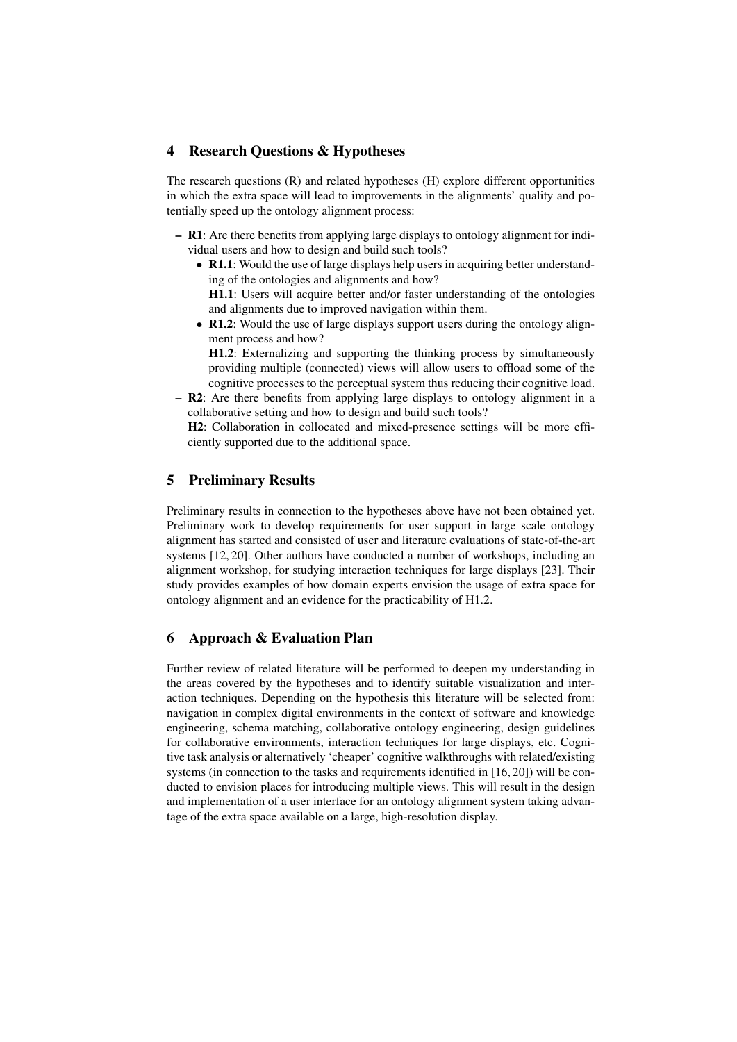## 4 Research Questions & Hypotheses

The research questions (R) and related hypotheses (H) explore different opportunities in which the extra space will lead to improvements in the alignments' quality and potentially speed up the ontology alignment process:

- **R1**: Are there benefits from applying large displays to ontology alignment for individual users and how to design and build such tools?
  - **R1.1**: Would the use of large displays help users in acquiring better understanding of the ontologies and alignments and how?
    **H1.1**: Users will acquire better and/or faster understanding of the ontologies and alignments due to improved navigation within them.
  - **R1.2**: Would the use of large displays support users during the ontology alignment process and how?
    **H1.2**: Externalizing and supporting the thinking process by simultaneously providing multiple (connected) views will allow users to offload some of the cognitive processes to the perceptual system thus reducing their cognitive load.
- **R2**: Are there benefits from applying large displays to ontology alignment in a collaborative setting and how to design and build such tools?
  **H2**: Collaboration in collocated and mixed-presence settings will be more efficiently supported due to the additional space.

## 5 Preliminary Results

Preliminary results in connection to the hypotheses above have not been obtained yet. Preliminary work to develop requirements for user support in large scale ontology alignment has started and consisted of user and literature evaluations of state-of-the-art systems [12, 20]. Other authors have conducted a number of workshops, including an alignment workshop, for studying interaction techniques for large displays [23]. Their study provides examples of how domain experts envision the usage of extra space for ontology alignment and an evidence for the practicability of H1.2.

## 6 Approach & Evaluation Plan

Further review of related literature will be performed to deepen my understanding in the areas covered by the hypotheses and to identify suitable visualization and interaction techniques. Depending on the hypothesis this literature will be selected from: navigation in complex digital environments in the context of software and knowledge engineering, schema matching, collaborative ontology engineering, design guidelines for collaborative environments, interaction techniques for large displays, etc. Cognitive task analysis or alternatively 'cheaper' cognitive walkthroughs with related/existing systems (in connection to the tasks and requirements identified in [16, 20]) will be conducted to envision places for introducing multiple views. This will result in the design and implementation of a user interface for an ontology alignment system taking advantage of the extra space available on a large, high-resolution display.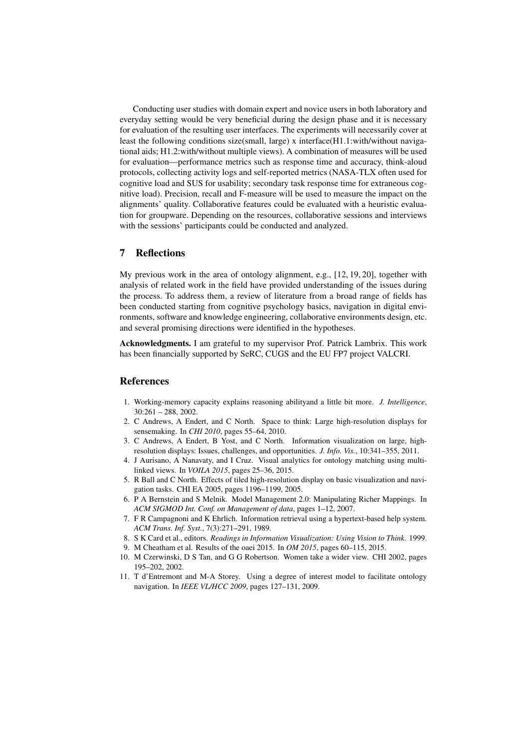Conducting user studies with domain expert and novice users in both laboratory and everyday setting would be very beneficial during the design phase and it is necessary for evaluation of the resulting user interfaces. The experiments will necessarily cover at least the following conditions size(small, large) x interface(H1.1:with/without navigational aids; H1.2:with/without multiple views). A combination of measures will be used for evaluation—performance metrics such as response time and accuracy, think-aloud protocols, collecting activity logs and self-reported metrics (NASA-TLX often used for cognitive load and SUS for usability; secondary task response time for extraneous cognitive load). Precision, recall and F-measure will be used to measure the impact on the alignments' quality. Collaborative features could be evaluated with a heuristic evaluation for groupware. Depending on the resources, collaborative sessions and interviews with the sessions' participants could be conducted and analyzed.

## 7 Reflections

My previous work in the area of ontology alignment, e.g., [12, 19, 20], together with analysis of related work in the field have provided understanding of the issues during the process. To address them, a review of literature from a broad range of fields has been conducted starting from cognitive psychology basics, navigation in digital environments, software and knowledge engineering, collaborative environments design, etc. and several promising directions were identified in the hypotheses.

**Acknowledgments.** I am grateful to my supervisor Prof. Patrick Lambrix. This work has been financially supported by SeRC, CUGS and the EU FP7 project VALCRI.

## References

1. Working-memory capacity explains reasoning abilityand a little bit more. *J. Intelligence*, 30:261 – 288, 2002.
2. C Andrews, A Endert, and C North. Space to think: Large high-resolution displays for sensemaking. In *CHI 2010*, pages 55–64, 2010.
3. C Andrews, A Endert, B Yost, and C North. Information visualization on large, high-resolution displays: Issues, challenges, and opportunities. *J. Info. Vis.*, 10:341–355, 2011.
4. J Aurisano, A Nanavaty, and I Cruz. Visual analytics for ontology matching using multi-linked views. In *VOILA 2015*, pages 25–36, 2015.
5. R Ball and C North. Effects of tiled high-resolution display on basic visualization and navigation tasks. CHI EA 2005, pages 1196–1199, 2005.
6. P A Bernstein and S Melnik. Model Management 2.0: Manipulating Richer Mappings. In *ACM SIGMOD Int. Conf. on Management of data*, pages 1–12, 2007.
7. F R Campagnoni and K Ehrlich. Information retrieval using a hypertext-based help system. *ACM Trans. Inf. Syst.*, 7(3):271–291, 1989.
8. S K Card et al., editors. *Readings in Information Visualization: Using Vision to Think*. 1999.
9. M Cheatham et al. Results of the oaei 2015. In *OM 2015*, pages 60–115, 2015.
10. M Czerwinski, D S Tan, and G G Robertson. Women take a wider view. CHI 2002, pages 195–202, 2002.
11. T d'Entremont and M-A Storey. Using a degree of interest model to facilitate ontology navigation. In *IEEE VL/HCC 2009*, pages 127–131, 2009.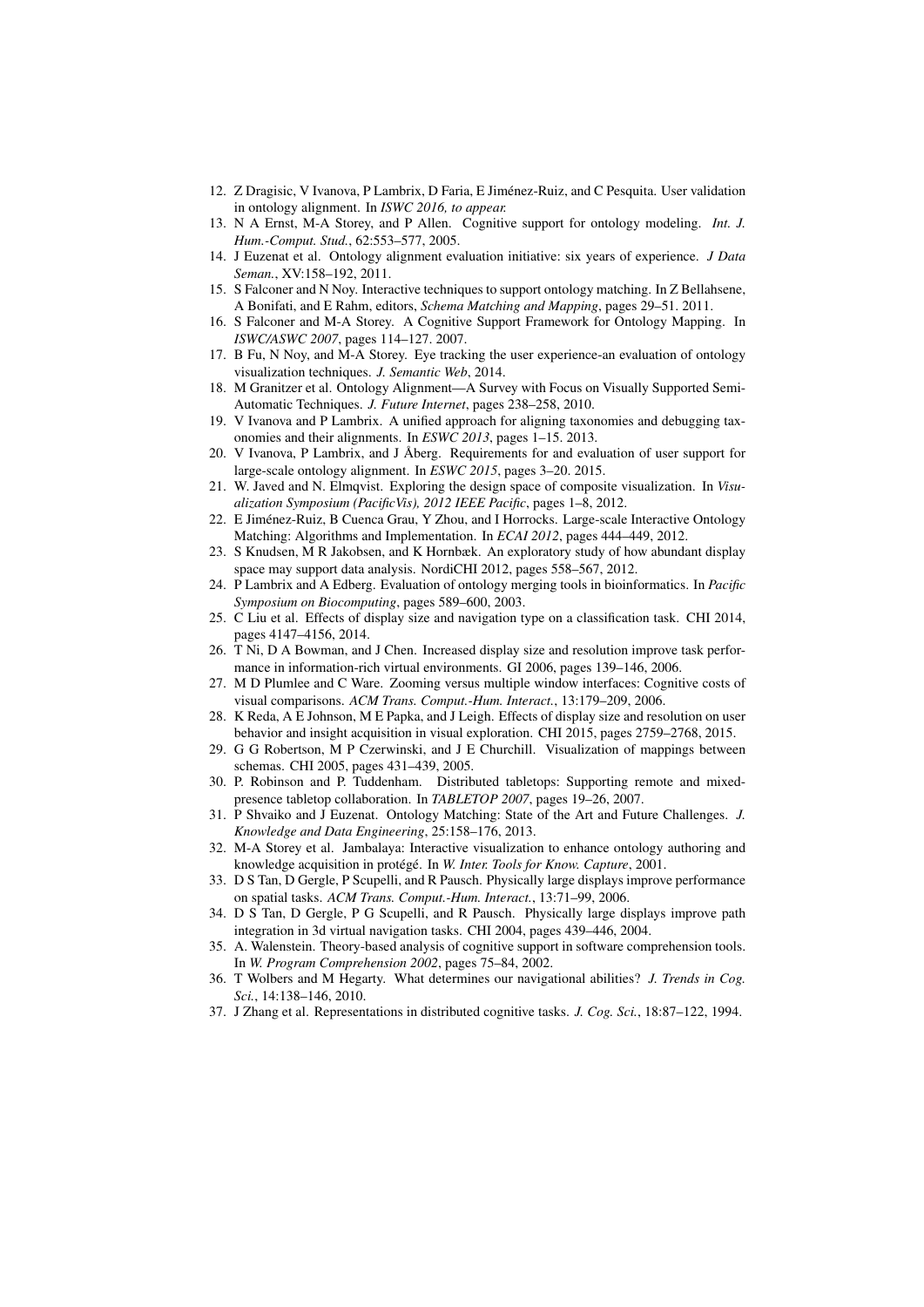12. Z Dragisic, V Ivanova, P Lambrix, D Faria, E Jiménez-Ruiz, and C Pesquita. User validation in ontology alignment. In *ISWC 2016, to appear.*
13. N A Ernst, M-A Storey, and P Allen. Cognitive support for ontology modeling. *Int. J. Hum.-Comput. Stud.*, 62:553–577, 2005.
14. J Euzenat et al. Ontology alignment evaluation initiative: six years of experience. *J Data Seman.*, XV:158–192, 2011.
15. S Falconer and N Noy. Interactive techniques to support ontology matching. In Z Bellahsene, A Bonifati, and E Rahm, editors, *Schema Matching and Mapping*, pages 29–51. 2011.
16. S Falconer and M-A Storey. A Cognitive Support Framework for Ontology Mapping. In *ISWC/ASWC 2007*, pages 114–127. 2007.
17. B Fu, N Noy, and M-A Storey. Eye tracking the user experience-an evaluation of ontology visualization techniques. *J. Semantic Web*, 2014.
18. M Granitzer et al. Ontology Alignment—A Survey with Focus on Visually Supported Semi-Automatic Techniques. *J. Future Internet*, pages 238–258, 2010.
19. V Ivanova and P Lambrix. A unified approach for aligning taxonomies and debugging taxonomies and their alignments. In *ESWC 2013*, pages 1–15. 2013.
20. V Ivanova, P Lambrix, and J Åberg. Requirements for and evaluation of user support for large-scale ontology alignment. In *ESWC 2015*, pages 3–20. 2015.
21. W. Javed and N. Elmqvist. Exploring the design space of composite visualization. In *Visualization Symposium (PacificVis), 2012 IEEE Pacific*, pages 1–8, 2012.
22. E Jiménez-Ruiz, B Cuenca Grau, Y Zhou, and I Horrocks. Large-scale Interactive Ontology Matching: Algorithms and Implementation. In *ECAI 2012*, pages 444–449, 2012.
23. S Knudsen, M R Jakobsen, and K Hornbæk. An exploratory study of how abundant display space may support data analysis. NordiCHI 2012, pages 558–567, 2012.
24. P Lambrix and A Edberg. Evaluation of ontology merging tools in bioinformatics. In *Pacific Symposium on Biocomputing*, pages 589–600, 2003.
25. C Liu et al. Effects of display size and navigation type on a classification task. CHI 2014, pages 4147–4156, 2014.
26. T Ni, D A Bowman, and J Chen. Increased display size and resolution improve task performance in information-rich virtual environments. GI 2006, pages 139–146, 2006.
27. M D Plumlee and C Ware. Zooming versus multiple window interfaces: Cognitive costs of visual comparisons. *ACM Trans. Comput.-Hum. Interact.*, 13:179–209, 2006.
28. K Reda, A E Johnson, M E Papka, and J Leigh. Effects of display size and resolution on user behavior and insight acquisition in visual exploration. CHI 2015, pages 2759–2768, 2015.
29. G G Robertson, M P Czerwinski, and J E Churchill. Visualization of mappings between schemas. CHI 2005, pages 431–439, 2005.
30. P. Robinson and P. Tuddenham. Distributed tabletops: Supporting remote and mixed-presence tabletop collaboration. In *TABLETOP 2007*, pages 19–26, 2007.
31. P Shvaiko and J Euzenat. Ontology Matching: State of the Art and Future Challenges. *J. Knowledge and Data Engineering*, 25:158–176, 2013.
32. M-A Storey et al. Jambalaya: Interactive visualization to enhance ontology authoring and knowledge acquisition in protégé. In *W. Inter. Tools for Know. Capture*, 2001.
33. D S Tan, D Gergle, P Scupelli, and R Pausch. Physically large displays improve performance on spatial tasks. *ACM Trans. Comput.-Hum. Interact.*, 13:71–99, 2006.
34. D S Tan, D Gergle, P G Scupelli, and R Pausch. Physically large displays improve path integration in 3d virtual navigation tasks. CHI 2004, pages 439–446, 2004.
35. A. Walenstein. Theory-based analysis of cognitive support in software comprehension tools. In *W. Program Comprehension 2002*, pages 75–84, 2002.
36. T Wolbers and M Hegarty. What determines our navigational abilities? *J. Trends in Cog. Sci.*, 14:138–146, 2010.
37. J Zhang et al. Representations in distributed cognitive tasks. *J. Cog. Sci.*, 18:87–122, 1994.